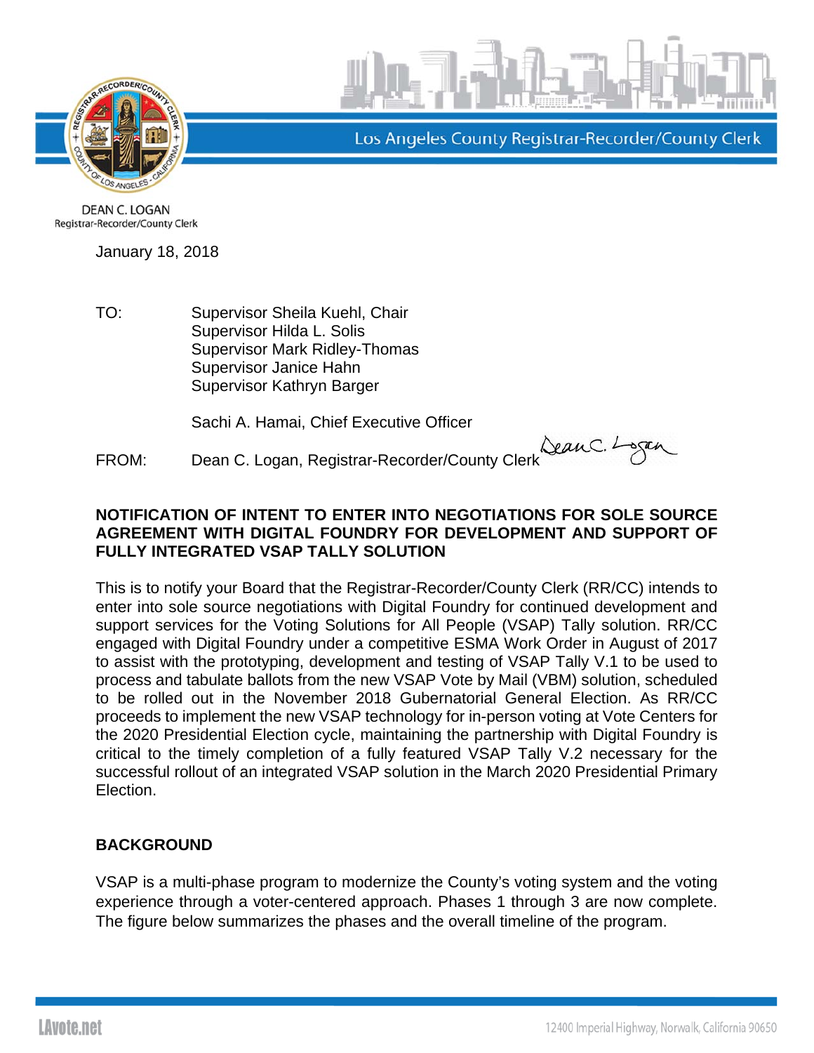Los Angeles County Registrar-Recorder/County Clerk

DEAN C. LOGAN
Registrar-Recorder/County Clerk

January 18, 2018

TO: Supervisor Sheila Kuehl, Chair
Supervisor Hilda L. Solis
Supervisor Mark Ridley-Thomas
Supervisor Janice Hahn
Supervisor Kathryn Barger

Sachi A. Hamai, Chief Executive Officer

FROM: Dean C. Logan, Registrar-Recorder/County Clerk

**NOTIFICATION OF INTENT TO ENTER INTO NEGOTIATIONS FOR SOLE SOURCE AGREEMENT WITH DIGITAL FOUNDRY FOR DEVELOPMENT AND SUPPORT OF FULLY INTEGRATED VSAP TALLY SOLUTION**

This is to notify your Board that the Registrar-Recorder/County Clerk (RR/CC) intends to enter into sole source negotiations with Digital Foundry for continued development and support services for the Voting Solutions for All People (VSAP) Tally solution. RR/CC engaged with Digital Foundry under a competitive ESMA Work Order in August of 2017 to assist with the prototyping, development and testing of VSAP Tally V.1 to be used to process and tabulate ballots from the new VSAP Vote by Mail (VBM) solution, scheduled to be rolled out in the November 2018 Gubernatorial General Election. As RR/CC proceeds to implement the new VSAP technology for in-person voting at Vote Centers for the 2020 Presidential Election cycle, maintaining the partnership with Digital Foundry is critical to the timely completion of a fully featured VSAP Tally V.2 necessary for the successful rollout of an integrated VSAP solution in the March 2020 Presidential Primary Election.

**BACKGROUND**

VSAP is a multi-phase program to modernize the County's voting system and the voting experience through a voter-centered approach. Phases 1 through 3 are now complete. The figure below summarizes the phases and the overall timeline of the program.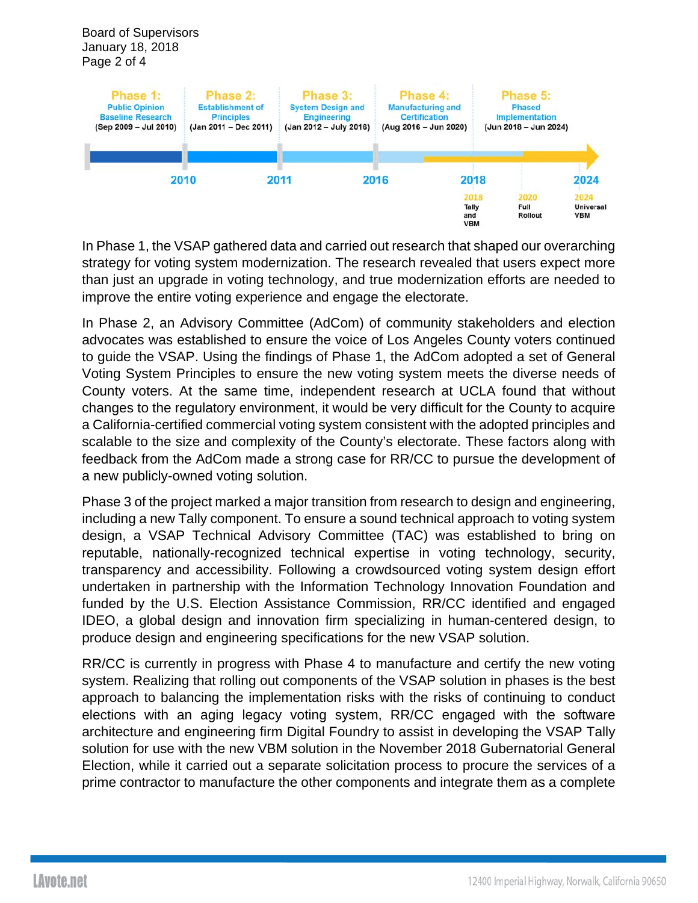Phase 1: Public Opinion Baseline Research (Sep 2009 – Jul 2010)

Phase 2: Establishment of Principles (Jan 2011 – Dec 2011)

Phase 3: System Design and Engineering (Jan 2012 – July 2016)

Phase 4: Manufacturing and Certification (Aug 2016 – Jun 2020)

Phase 5: Phased Implementation (Jun 2018 – Jun 2024)

2010 | 2011 | 2016 | 2018 | 2024

2018 Tally and VBM | 2020 Full Rollout | 2024 Universal VBM

In Phase 1, the VSAP gathered data and carried out research that shaped our overarching strategy for voting system modernization. The research revealed that users expect more than just an upgrade in voting technology, and true modernization efforts are needed to improve the entire voting experience and engage the electorate.

In Phase 2, an Advisory Committee (AdCom) of community stakeholders and election advocates was established to ensure the voice of Los Angeles County voters continued to guide the VSAP. Using the findings of Phase 1, the AdCom adopted a set of General Voting System Principles to ensure the new voting system meets the diverse needs of County voters. At the same time, independent research at UCLA found that without changes to the regulatory environment, it would be very difficult for the County to acquire a California-certified commercial voting system consistent with the adopted principles and scalable to the size and complexity of the County's electorate. These factors along with feedback from the AdCom made a strong case for RR/CC to pursue the development of a new publicly-owned voting solution.

Phase 3 of the project marked a major transition from research to design and engineering, including a new Tally component. To ensure a sound technical approach to voting system design, a VSAP Technical Advisory Committee (TAC) was established to bring on reputable, nationally-recognized technical expertise in voting technology, security, transparency and accessibility. Following a crowdsourced voting system design effort undertaken in partnership with the Information Technology Innovation Foundation and funded by the U.S. Election Assistance Commission, RR/CC identified and engaged IDEO, a global design and innovation firm specializing in human-centered design, to produce design and engineering specifications for the new VSAP solution.

RR/CC is currently in progress with Phase 4 to manufacture and certify the new voting system. Realizing that rolling out components of the VSAP solution in phases is the best approach to balancing the implementation risks with the risks of continuing to conduct elections with an aging legacy voting system, RR/CC engaged with the software architecture and engineering firm Digital Foundry to assist in developing the VSAP Tally solution for use with the new VBM solution in the November 2018 Gubernatorial General Election, while it carried out a separate solicitation process to procure the services of a prime contractor to manufacture the other components and integrate them as a complete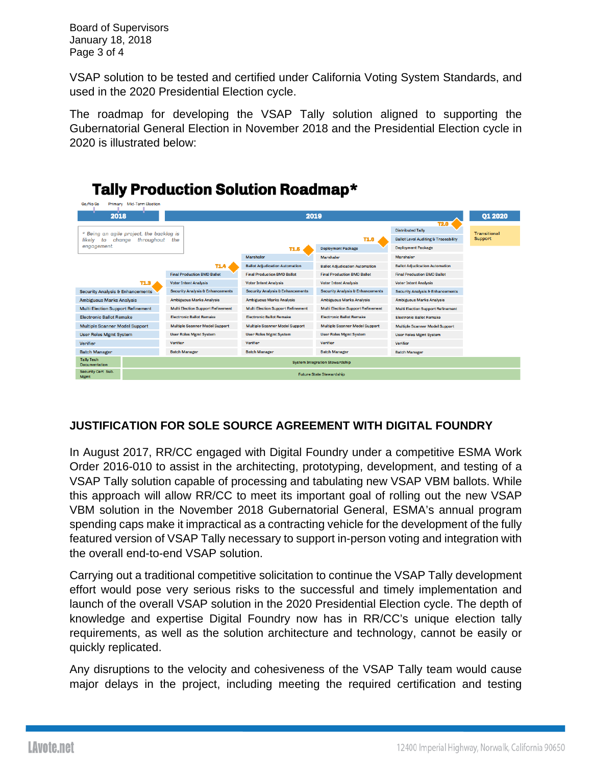VSAP solution to be tested and certified under California Voting System Standards, and used in the 2020 Presidential Election cycle.

The roadmap for developing the VSAP Tally solution aligned to supporting the Gubernatorial General Election in November 2018 and the Presidential Election cycle in 2020 is illustrated below:

**Tally Production Solution Roadmap***

Go/No Go | Primary | Mid-Term Election

| 2018 | 2019 | | | | Q1 2020 |
|---|---|---|---|---|---|
| T1.3 | T1.4 | T1.5 | T1.6 | T2.0 | |
| | | | | Distributed Tally | Transitional Support |
| | | | | Ballot Level Auditing & Traceability | |
| | | | Deployment Package | Deployment Package | |
| | | Marshaler | Marshaler | Marshaler | |
| | | Ballot Adjudication Automation | Ballot Adjudication Automation | Ballot Adjudication Automation | |
| | Final Production BMD Ballot | Final Production BMD Ballot | Final Production BMD Ballot | Final Production BMD Ballot | |
| | Voter Intent Analysis | Voter Intent Analysis | Voter Intent Analysis | Voter Intent Analysis | |
| Security Analysis & Enhancements | Security Analysis & Enhancements | Security Analysis & Enhancements | Security Analysis & Enhancements | Security Analysis & Enhancements | |
| Ambiguous Marks Analysis | Ambiguous Marks Analysis | Ambiguous Marks Analysis | Ambiguous Marks Analysis | Ambiguous Marks Analysis | |
| Multi Election Support Refinement | Multi Election Support Refinement | Multi Election Support Refinement | Multi Election Support Refinement | Multi Election Support Refinement | |
| Electronic Ballot Remake | Electronic Ballot Remake | Electronic Ballot Remake | Electronic Ballot Remake | Electronic Ballot Remake | |
| Multiple Scanner Model Support | Multiple Scanner Model Support | Multiple Scanner Model Support | Multiple Scanner Model Support | Multiple Scanner Model Support | |
| User Roles Mgmt System | User Roles Mgmt System | User Roles Mgmt System | User Roles Mgmt System | User Roles Mgmt System | |
| Verifier | Verifier | Verifier | Verifier | Verifier | |
| Batch Manager | Batch Manager | Batch Manager | Batch Manager | Batch Manager | |
| Tally Tech Documentation | System Integration Stewardship | | | | |
| Security Cert Sub. Mgmt | Future State Stewardship | | | | |

\* Being an agile project, the backlog is likely to change throughout the engagement.

## JUSTIFICATION FOR SOLE SOURCE AGREEMENT WITH DIGITAL FOUNDRY

In August 2017, RR/CC engaged with Digital Foundry under a competitive ESMA Work Order 2016-010 to assist in the architecting, prototyping, development, and testing of a VSAP Tally solution capable of processing and tabulating new VSAP VBM ballots. While this approach will allow RR/CC to meet its important goal of rolling out the new VSAP VBM solution in the November 2018 Gubernatorial General, ESMA's annual program spending caps make it impractical as a contracting vehicle for the development of the fully featured version of VSAP Tally necessary to support in-person voting and integration with the overall end-to-end VSAP solution.

Carrying out a traditional competitive solicitation to continue the VSAP Tally development effort would pose very serious risks to the successful and timely implementation and launch of the overall VSAP solution in the 2020 Presidential Election cycle. The depth of knowledge and expertise Digital Foundry now has in RR/CC's unique election tally requirements, as well as the solution architecture and technology, cannot be easily or quickly replicated.

Any disruptions to the velocity and cohesiveness of the VSAP Tally team would cause major delays in the project, including meeting the required certification and testing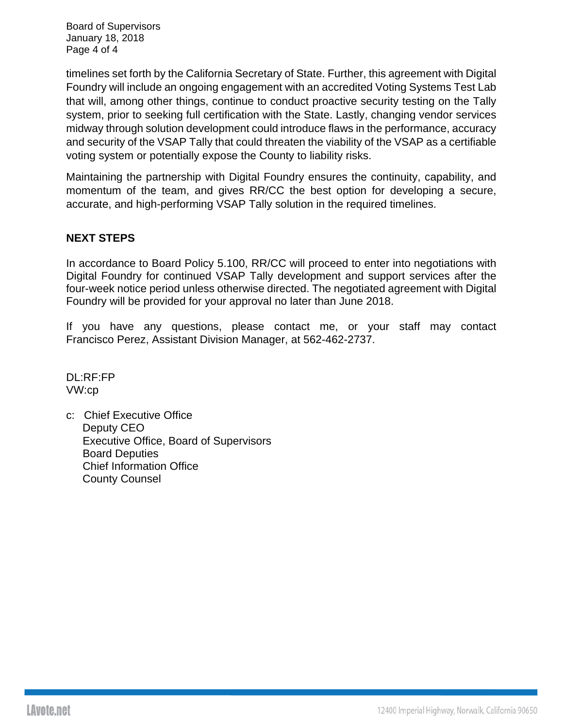timelines set forth by the California Secretary of State. Further, this agreement with Digital Foundry will include an ongoing engagement with an accredited Voting Systems Test Lab that will, among other things, continue to conduct proactive security testing on the Tally system, prior to seeking full certification with the State. Lastly, changing vendor services midway through solution development could introduce flaws in the performance, accuracy and security of the VSAP Tally that could threaten the viability of the VSAP as a certifiable voting system or potentially expose the County to liability risks.

Maintaining the partnership with Digital Foundry ensures the continuity, capability, and momentum of the team, and gives RR/CC the best option for developing a secure, accurate, and high-performing VSAP Tally solution in the required timelines.

## NEXT STEPS

In accordance to Board Policy 5.100, RR/CC will proceed to enter into negotiations with Digital Foundry for continued VSAP Tally development and support services after the four-week notice period unless otherwise directed. The negotiated agreement with Digital Foundry will be provided for your approval no later than June 2018.

If you have any questions, please contact me, or your staff may contact Francisco Perez, Assistant Division Manager, at 562-462-2737.

DL:RF:FP
VW:cp

c: Chief Executive Office
Deputy CEO
Executive Office, Board of Supervisors
Board Deputies
Chief Information Office
County Counsel